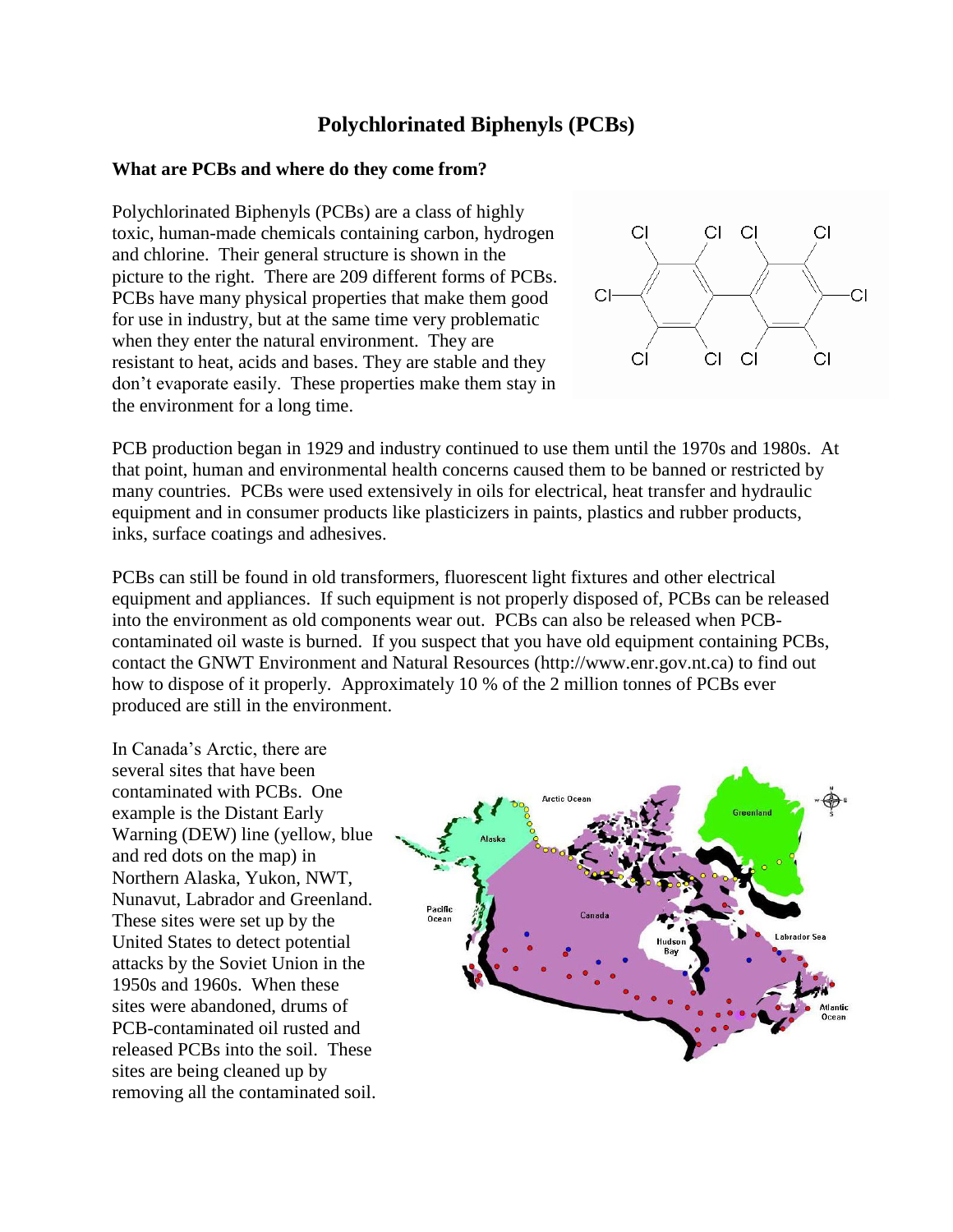# Polychlorinated Biphenyls (PCBs)

**What are PCBs and where do they come from?**

Polychlorinated Biphenyls (PCBs) are a class of highly toxic, human-made chemicals containing carbon, hydrogen and chlorine. Their general structure is shown in the picture to the right. There are 209 different forms of PCBs. PCBs have many physical properties that make them good for use in industry, but at the same time very problematic when they enter the natural environment. They are resistant to heat, acids and bases. They are stable and they don't evaporate easily. These properties make them stay in the environment for a long time.

PCB production began in 1929 and industry continued to use them until the 1970s and 1980s. At that point, human and environmental health concerns caused them to be banned or restricted by many countries. PCBs were used extensively in oils for electrical, heat transfer and hydraulic equipment and in consumer products like plasticizers in paints, plastics and rubber products, inks, surface coatings and adhesives.

PCBs can still be found in old transformers, fluorescent light fixtures and other electrical equipment and appliances. If such equipment is not properly disposed of, PCBs can be released into the environment as old components wear out. PCBs can also be released when PCB-contaminated oil waste is burned. If you suspect that you have old equipment containing PCBs, contact the GNWT Environment and Natural Resources (http://www.enr.gov.nt.ca) to find out how to dispose of it properly. Approximately 10 % of the 2 million tonnes of PCBs ever produced are still in the environment.

In Canada's Arctic, there are several sites that have been contaminated with PCBs. One example is the Distant Early Warning (DEW) line (yellow, blue and red dots on the map) in Northern Alaska, Yukon, NWT, Nunavut, Labrador and Greenland. These sites were set up by the United States to detect potential attacks by the Soviet Union in the 1950s and 1960s. When these sites were abandoned, drums of PCB-contaminated oil rusted and released PCBs into the soil. These sites are being cleaned up by removing all the contaminated soil.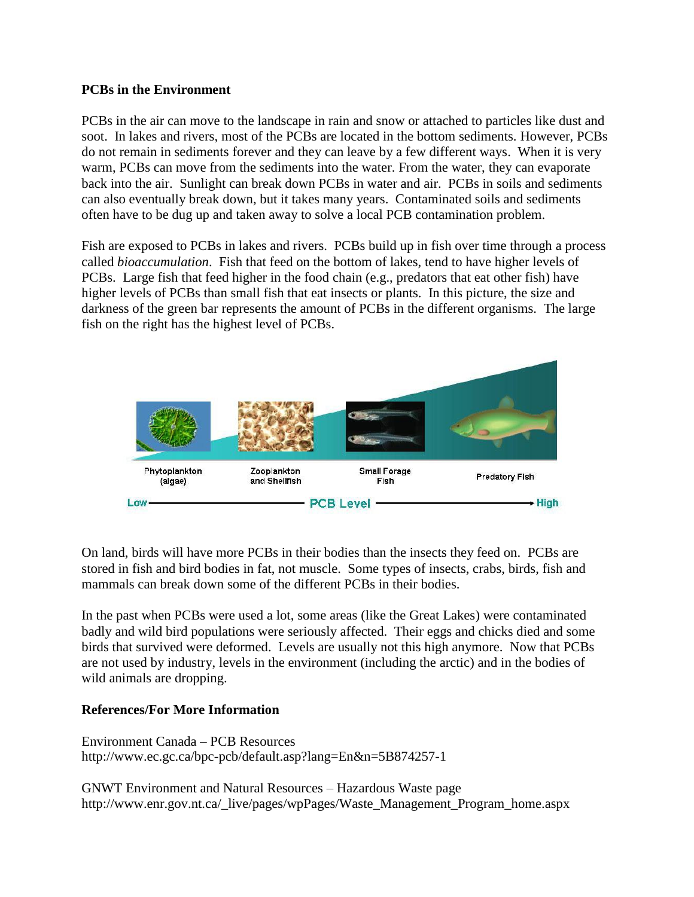**PCBs in the Environment**

PCBs in the air can move to the landscape in rain and snow or attached to particles like dust and soot. In lakes and rivers, most of the PCBs are located in the bottom sediments. However, PCBs do not remain in sediments forever and they can leave by a few different ways. When it is very warm, PCBs can move from the sediments into the water. From the water, they can evaporate back into the air. Sunlight can break down PCBs in water and air. PCBs in soils and sediments can also eventually break down, but it takes many years. Contaminated soils and sediments often have to be dug up and taken away to solve a local PCB contamination problem.

Fish are exposed to PCBs in lakes and rivers. PCBs build up in fish over time through a process called *bioaccumulation*. Fish that feed on the bottom of lakes, tend to have higher levels of PCBs. Large fish that feed higher in the food chain (e.g., predators that eat other fish) have higher levels of PCBs than small fish that eat insects or plants. In this picture, the size and darkness of the green bar represents the amount of PCBs in the different organisms. The large fish on the right has the highest level of PCBs.

Phytoplankton (algae)
Zooplankton and Shellfish
Small Forage Fish
Predatory Fish

Low — PCB Level → High

On land, birds will have more PCBs in their bodies than the insects they feed on. PCBs are stored in fish and bird bodies in fat, not muscle. Some types of insects, crabs, birds, fish and mammals can break down some of the different PCBs in their bodies.

In the past when PCBs were used a lot, some areas (like the Great Lakes) were contaminated badly and wild bird populations were seriously affected. Their eggs and chicks died and some birds that survived were deformed. Levels are usually not this high anymore. Now that PCBs are not used by industry, levels in the environment (including the arctic) and in the bodies of wild animals are dropping.

**References/For More Information**

Environment Canada – PCB Resources
http://www.ec.gc.ca/bpc-pcb/default.asp?lang=En&n=5B874257-1

GNWT Environment and Natural Resources – Hazardous Waste page
http://www.enr.gov.nt.ca/_live/pages/wpPages/Waste_Management_Program_home.aspx